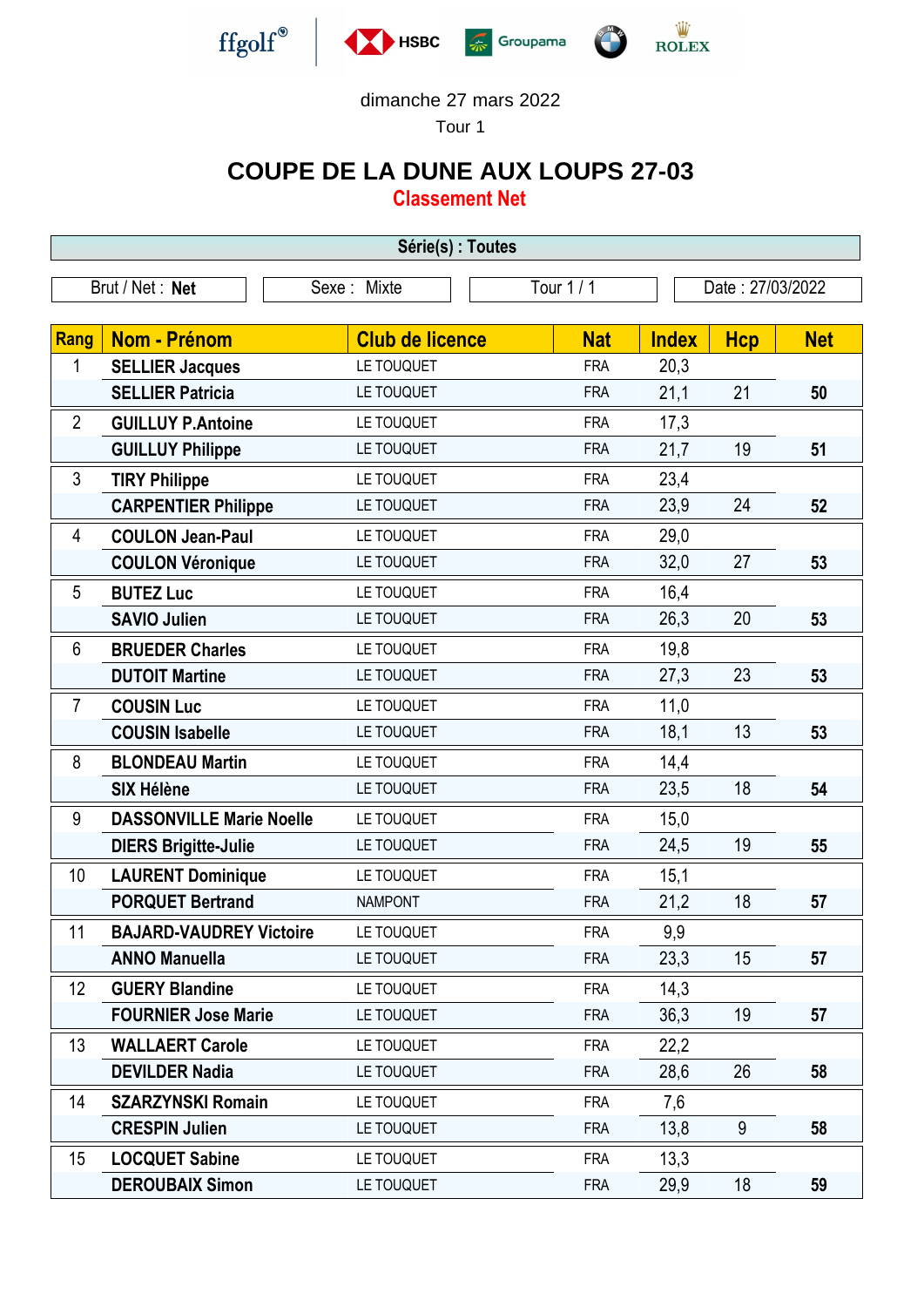ffgolf® HSBC Groupama BMW ROLEX

dimanche 27 mars 2022

Tour 1

# COUPE DE LA DUNE AUX LOUPS 27-03

## Classement Net

**Série(s) : Toutes**

| Brut / Net : **Net** | Sexe : Mixte | Tour 1 / 1 | Date : 27/03/2022 |
|---|---|---|---|

| Rang | Nom - Prénom | Club de licence | Nat | Index | Hcp | Net |
|---|---|---|---|---|---|---|
| 1 | **SELLIER Jacques** | LE TOUQUET | FRA | 20,3 | | |
| | **SELLIER Patricia** | LE TOUQUET | FRA | 21,1 | 21 | **50** |
| 2 | **GUILLUY P.Antoine** | LE TOUQUET | FRA | 17,3 | | |
| | **GUILLUY Philippe** | LE TOUQUET | FRA | 21,7 | 19 | **51** |
| 3 | **TIRY Philippe** | LE TOUQUET | FRA | 23,4 | | |
| | **CARPENTIER Philippe** | LE TOUQUET | FRA | 23,9 | 24 | **52** |
| 4 | **COULON Jean-Paul** | LE TOUQUET | FRA | 29,0 | | |
| | **COULON Véronique** | LE TOUQUET | FRA | 32,0 | 27 | **53** |
| 5 | **BUTEZ Luc** | LE TOUQUET | FRA | 16,4 | | |
| | **SAVIO Julien** | LE TOUQUET | FRA | 26,3 | 20 | **53** |
| 6 | **BRUEDER Charles** | LE TOUQUET | FRA | 19,8 | | |
| | **DUTOIT Martine** | LE TOUQUET | FRA | 27,3 | 23 | **53** |
| 7 | **COUSIN Luc** | LE TOUQUET | FRA | 11,0 | | |
| | **COUSIN Isabelle** | LE TOUQUET | FRA | 18,1 | 13 | **53** |
| 8 | **BLONDEAU Martin** | LE TOUQUET | FRA | 14,4 | | |
| | **SIX Hélène** | LE TOUQUET | FRA | 23,5 | 18 | **54** |
| 9 | **DASSONVILLE Marie Noelle** | LE TOUQUET | FRA | 15,0 | | |
| | **DIERS Brigitte-Julie** | LE TOUQUET | FRA | 24,5 | 19 | **55** |
| 10 | **LAURENT Dominique** | LE TOUQUET | FRA | 15,1 | | |
| | **PORQUET Bertrand** | NAMPONT | FRA | 21,2 | 18 | **57** |
| 11 | **BAJARD-VAUDREY Victoire** | LE TOUQUET | FRA | 9,9 | | |
| | **ANNO Manuella** | LE TOUQUET | FRA | 23,3 | 15 | **57** |
| 12 | **GUERY Blandine** | LE TOUQUET | FRA | 14,3 | | |
| | **FOURNIER Jose Marie** | LE TOUQUET | FRA | 36,3 | 19 | **57** |
| 13 | **WALLAERT Carole** | LE TOUQUET | FRA | 22,2 | | |
| | **DEVILDER Nadia** | LE TOUQUET | FRA | 28,6 | 26 | **58** |
| 14 | **SZARZYNSKI Romain** | LE TOUQUET | FRA | 7,6 | | |
| | **CRESPIN Julien** | LE TOUQUET | FRA | 13,8 | 9 | **58** |
| 15 | **LOCQUET Sabine** | LE TOUQUET | FRA | 13,3 | | |
| | **DEROUBAIX Simon** | LE TOUQUET | FRA | 29,9 | 18 | **59** |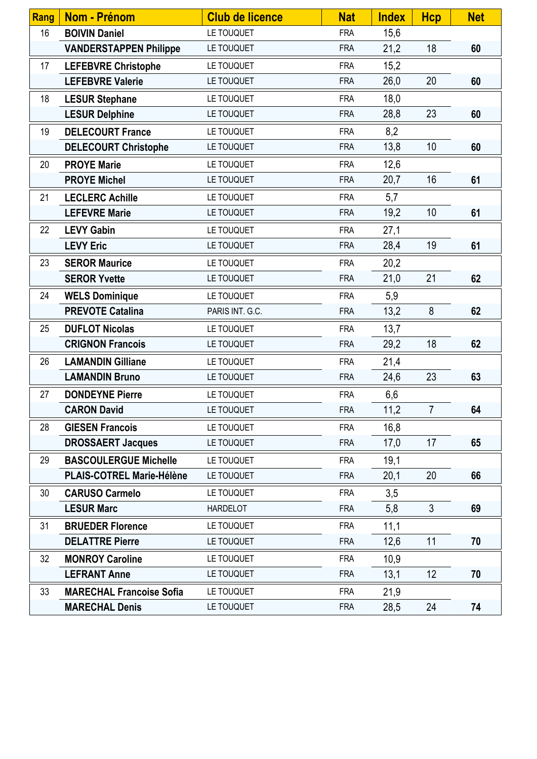| Rang | Nom - Prénom | Club de licence | Nat | Index | Hcp | Net |
|---|---|---|---|---|---|---|
| 16 | **BOIVIN Daniel** | LE TOUQUET | FRA | 15,6 | | |
| | **VANDERSTAPPEN Philippe** | LE TOUQUET | FRA | 21,2 | 18 | **60** |
| 17 | **LEFEBVRE Christophe** | LE TOUQUET | FRA | 15,2 | | |
| | **LEFEBVRE Valerie** | LE TOUQUET | FRA | 26,0 | 20 | **60** |
| 18 | **LESUR Stephane** | LE TOUQUET | FRA | 18,0 | | |
| | **LESUR Delphine** | LE TOUQUET | FRA | 28,8 | 23 | **60** |
| 19 | **DELECOURT France** | LE TOUQUET | FRA | 8,2 | | |
| | **DELECOURT Christophe** | LE TOUQUET | FRA | 13,8 | 10 | **60** |
| 20 | **PROYE Marie** | LE TOUQUET | FRA | 12,6 | | |
| | **PROYE Michel** | LE TOUQUET | FRA | 20,7 | 16 | **61** |
| 21 | **LECLERC Achille** | LE TOUQUET | FRA | 5,7 | | |
| | **LEFEVRE Marie** | LE TOUQUET | FRA | 19,2 | 10 | **61** |
| 22 | **LEVY Gabin** | LE TOUQUET | FRA | 27,1 | | |
| | **LEVY Eric** | LE TOUQUET | FRA | 28,4 | 19 | **61** |
| 23 | **SEROR Maurice** | LE TOUQUET | FRA | 20,2 | | |
| | **SEROR Yvette** | LE TOUQUET | FRA | 21,0 | 21 | **62** |
| 24 | **WELS Dominique** | LE TOUQUET | FRA | 5,9 | | |
| | **PREVOTE Catalina** | PARIS INT. G.C. | FRA | 13,2 | 8 | **62** |
| 25 | **DUFLOT Nicolas** | LE TOUQUET | FRA | 13,7 | | |
| | **CRIGNON Francois** | LE TOUQUET | FRA | 29,2 | 18 | **62** |
| 26 | **LAMANDIN Gilliane** | LE TOUQUET | FRA | 21,4 | | |
| | **LAMANDIN Bruno** | LE TOUQUET | FRA | 24,6 | 23 | **63** |
| 27 | **DONDEYNE Pierre** | LE TOUQUET | FRA | 6,6 | | |
| | **CARON David** | LE TOUQUET | FRA | 11,2 | 7 | **64** |
| 28 | **GIESEN Francois** | LE TOUQUET | FRA | 16,8 | | |
| | **DROSSAERT Jacques** | LE TOUQUET | FRA | 17,0 | 17 | **65** |
| 29 | **BASCOULERGUE Michelle** | LE TOUQUET | FRA | 19,1 | | |
| | **PLAIS-COTREL Marie-Hélène** | LE TOUQUET | FRA | 20,1 | 20 | **66** |
| 30 | **CARUSO Carmelo** | LE TOUQUET | FRA | 3,5 | | |
| | **LESUR Marc** | HARDELOT | FRA | 5,8 | 3 | **69** |
| 31 | **BRUEDER Florence** | LE TOUQUET | FRA | 11,1 | | |
| | **DELATTRE Pierre** | LE TOUQUET | FRA | 12,6 | 11 | **70** |
| 32 | **MONROY Caroline** | LE TOUQUET | FRA | 10,9 | | |
| | **LEFRANT Anne** | LE TOUQUET | FRA | 13,1 | 12 | **70** |
| 33 | **MARECHAL Francoise Sofia** | LE TOUQUET | FRA | 21,9 | | |
| | **MARECHAL Denis** | LE TOUQUET | FRA | 28,5 | 24 | **74** |